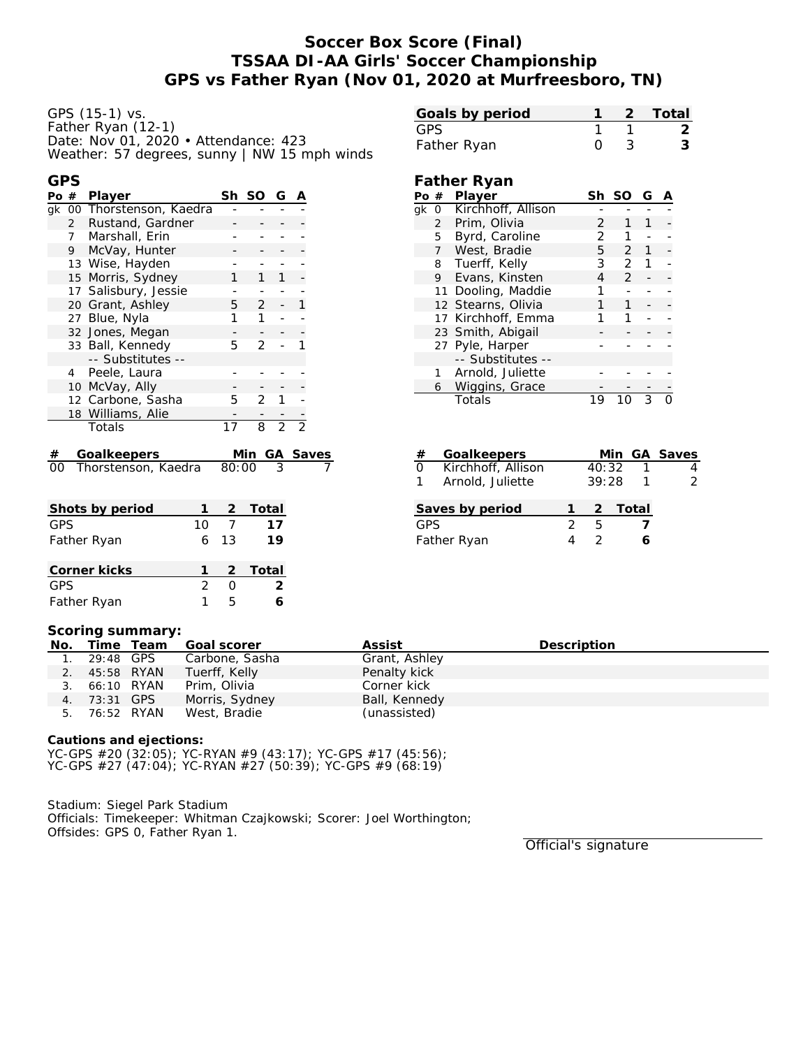# Soccer Box Score (Final)
# TSSAA DI-AA Girls' Soccer Championship
# GPS vs Father Ryan (Nov 01, 2020 at Murfreesboro, TN)

GPS (15-1) vs.
Father Ryan (12-1)
Date: Nov 01, 2020 • Attendance: 423
Weather: 57 degrees, sunny | NW 15 mph winds

| Goals by period | 1 | 2 | Total |
|---|---|---|---|
| GPS | 1 | 1 | 2 |
| Father Ryan | 0 | 3 | 3 |

## GPS

| Po | # | Player | Sh | SO | G | A |
|---|---|---|---|---|---|---|
| gk | 00 | Thorstenson, Kaedra | - | - | - | - |
| | 2 | Rustand, Gardner | - | - | - | - |
| | 7 | Marshall, Erin | - | - | - | - |
| | 9 | McVay, Hunter | - | - | - | - |
| | 13 | Wise, Hayden | - | - | - | - |
| | 15 | Morris, Sydney | 1 | 1 | 1 | - |
| | 17 | Salisbury, Jessie | - | - | - | - |
| | 20 | Grant, Ashley | 5 | 2 | - | 1 |
| | 27 | Blue, Nyla | 1 | 1 | - | - |
| | 32 | Jones, Megan | - | - | - | - |
| | 33 | Ball, Kennedy | 5 | 2 | - | 1 |
| | | -- Substitutes -- | | | | |
| | 4 | Peele, Laura | - | - | - | - |
| | 10 | McVay, Ally | - | - | - | - |
| | 12 | Carbone, Sasha | 5 | 2 | 1 | - |
| | 18 | Williams, Alie | - | - | - | - |
| | | Totals | 17 | 8 | 2 | 2 |

## Father Ryan

| Po | # | Player | Sh | SO | G | A |
|---|---|---|---|---|---|---|
| gk | 0 | Kirchhoff, Allison | - | - | - | - |
| | 2 | Prim, Olivia | 2 | 1 | 1 | - |
| | 5 | Byrd, Caroline | 2 | 1 | - | - |
| | 7 | West, Bradie | 5 | 2 | 1 | - |
| | 8 | Tuerff, Kelly | 3 | 2 | 1 | - |
| | 9 | Evans, Kinsten | 4 | 2 | - | - |
| | 11 | Dooling, Maddie | 1 | - | - | - |
| | 12 | Stearns, Olivia | 1 | 1 | - | - |
| | 17 | Kirchhoff, Emma | 1 | 1 | - | - |
| | 23 | Smith, Abigail | - | - | - | - |
| | 27 | Pyle, Harper | - | - | - | - |
| | | -- Substitutes -- | | | | |
| | 1 | Arnold, Juliette | - | - | - | - |
| | 6 | Wiggins, Grace | - | - | - | - |
| | | Totals | 19 | 10 | 3 | 0 |

| # | Goalkeepers | Min | GA | Saves |
|---|---|---|---|---|
| 00 | Thorstenson, Kaedra | 80:00 | 3 | 7 |

| # | Goalkeepers | Min | GA | Saves |
|---|---|---|---|---|
| 0 | Kirchhoff, Allison | 40:32 | 1 | 4 |
| 1 | Arnold, Juliette | 39:28 | 1 | 2 |

| Shots by period | 1 | 2 | Total |
|---|---|---|---|
| GPS | 10 | 7 | 17 |
| Father Ryan | 6 | 13 | 19 |

| Saves by period | 1 | 2 | Total |
|---|---|---|---|
| GPS | 2 | 5 | 7 |
| Father Ryan | 4 | 2 | 6 |

| Corner kicks | 1 | 2 | Total |
|---|---|---|---|
| GPS | 2 | 0 | 2 |
| Father Ryan | 1 | 5 | 6 |

**Scoring summary:**

| No. | Time | Team | Goal scorer | Assist | Description |
|---|---|---|---|---|---|
| 1. | 29:48 | GPS | Carbone, Sasha | Grant, Ashley | |
| 2. | 45:58 | RYAN | Tuerff, Kelly | Penalty kick | |
| 3. | 66:10 | RYAN | Prim, Olivia | Corner kick | |
| 4. | 73:31 | GPS | Morris, Sydney | Ball, Kennedy | |
| 5. | 76:52 | RYAN | West, Bradie | (unassisted) | |

**Cautions and ejections:**

YC-GPS #20 (32:05); YC-RYAN #9 (43:17); YC-GPS #17 (45:56);
YC-GPS #27 (47:04); YC-RYAN #27 (50:39); YC-GPS #9 (68:19)

Stadium: Siegel Park Stadium
Officials: Timekeeper: Whitman Czajkowski; Scorer: Joel Worthington;
Offsides: GPS 0, Father Ryan 1.

Official's signature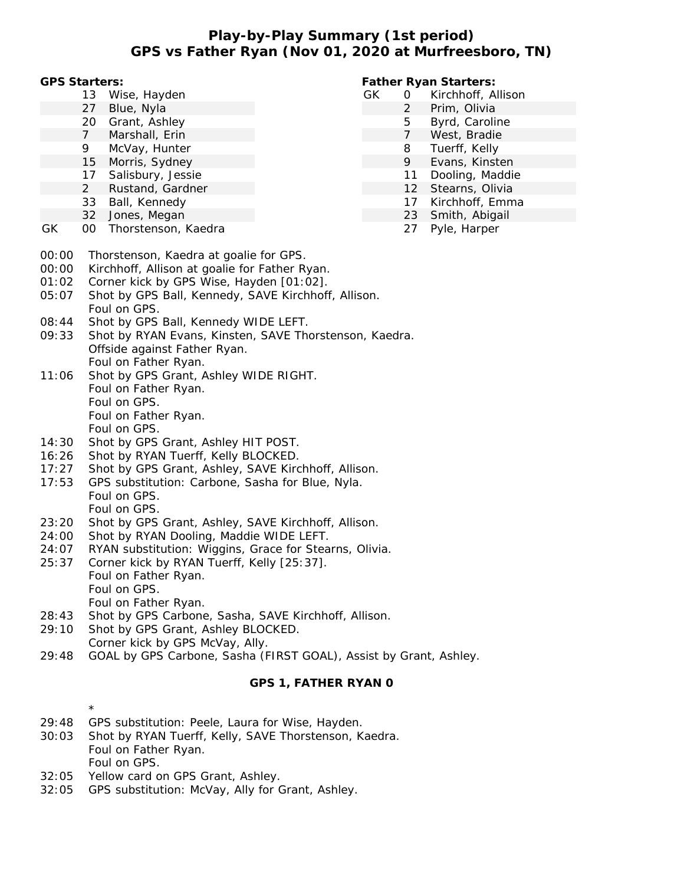# Play-by-Play Summary (1st period)
## GPS vs Father Ryan (Nov 01, 2020 at Murfreesboro, TN)

**GPS Starters:**

| | # | Name |
|---|---|---|
| | 13 | Wise, Hayden |
| | 27 | Blue, Nyla |
| | 20 | Grant, Ashley |
| | 7 | Marshall, Erin |
| | 9 | McVay, Hunter |
| | 15 | Morris, Sydney |
| | 17 | Salisbury, Jessie |
| | 2 | Rustand, Gardner |
| | 33 | Ball, Kennedy |
| | 32 | Jones, Megan |
| GK | 00 | Thorstenson, Kaedra |

**Father Ryan Starters:**

| | # | Name |
|---|---|---|
| GK | 0 | Kirchhoff, Allison |
| | 2 | Prim, Olivia |
| | 5 | Byrd, Caroline |
| | 7 | West, Bradie |
| | 8 | Tuerff, Kelly |
| | 9 | Evans, Kinsten |
| | 11 | Dooling, Maddie |
| | 12 | Stearns, Olivia |
| | 17 | Kirchhoff, Emma |
| | 23 | Smith, Abigail |
| | 27 | Pyle, Harper |

00:00 Thorstenson, Kaedra at goalie for GPS.
00:00 Kirchhoff, Allison at goalie for Father Ryan.
01:02 Corner kick by GPS Wise, Hayden [01:02].
05:07 Shot by GPS Ball, Kennedy, SAVE Kirchhoff, Allison.
Foul on GPS.
08:44 Shot by GPS Ball, Kennedy WIDE LEFT.
09:33 Shot by RYAN Evans, Kinsten, SAVE Thorstenson, Kaedra.
Offside against Father Ryan.
Foul on Father Ryan.
11:06 Shot by GPS Grant, Ashley WIDE RIGHT.
Foul on Father Ryan.
Foul on GPS.
Foul on Father Ryan.
Foul on GPS.
14:30 Shot by GPS Grant, Ashley HIT POST.
16:26 Shot by RYAN Tuerff, Kelly BLOCKED.
17:27 Shot by GPS Grant, Ashley, SAVE Kirchhoff, Allison.
17:53 GPS substitution: Carbone, Sasha for Blue, Nyla.
Foul on GPS.
Foul on GPS.
23:20 Shot by GPS Grant, Ashley, SAVE Kirchhoff, Allison.
24:00 Shot by RYAN Dooling, Maddie WIDE LEFT.
24:07 RYAN substitution: Wiggins, Grace for Stearns, Olivia.
25:37 Corner kick by RYAN Tuerff, Kelly [25:37].
Foul on Father Ryan.
Foul on GPS.
Foul on Father Ryan.
28:43 Shot by GPS Carbone, Sasha, SAVE Kirchhoff, Allison.
29:10 Shot by GPS Grant, Ashley BLOCKED.
Corner kick by GPS McVay, Ally.
29:48 GOAL by GPS Carbone, Sasha (FIRST GOAL), Assist by Grant, Ashley.

**GPS 1, FATHER RYAN 0**

*

29:48 GPS substitution: Peele, Laura for Wise, Hayden.
30:03 Shot by RYAN Tuerff, Kelly, SAVE Thorstenson, Kaedra.
Foul on Father Ryan.
Foul on GPS.
32:05 Yellow card on GPS Grant, Ashley.
32:05 GPS substitution: McVay, Ally for Grant, Ashley.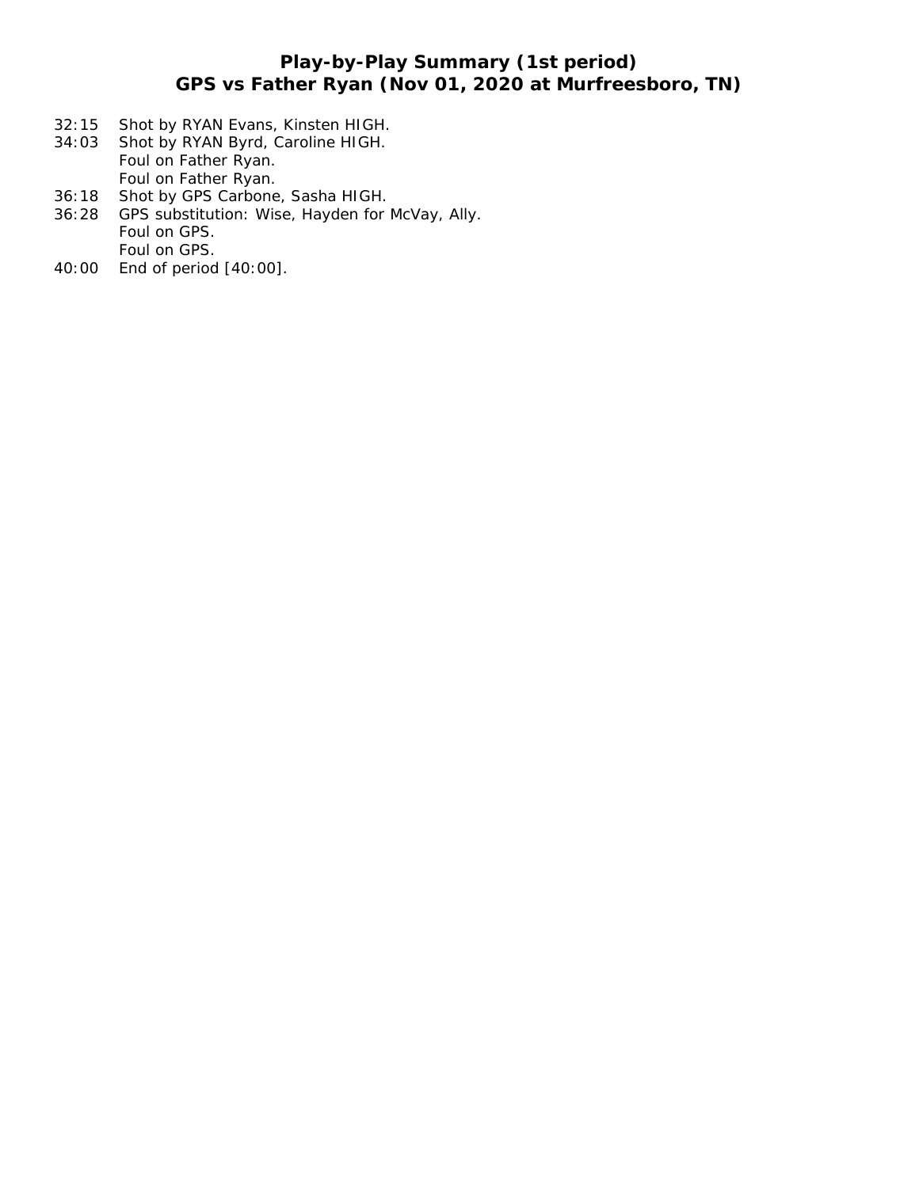# Play-by-Play Summary (1st period)
## GPS vs Father Ryan (Nov 01, 2020 at Murfreesboro, TN)

32:15 Shot by RYAN Evans, Kinsten HIGH.
34:03 Shot by RYAN Byrd, Caroline HIGH.
      Foul on Father Ryan.
      Foul on Father Ryan.
36:18 Shot by GPS Carbone, Sasha HIGH.
36:28 GPS substitution: Wise, Hayden for McVay, Ally.
      Foul on GPS.
      Foul on GPS.
40:00 End of period [40:00].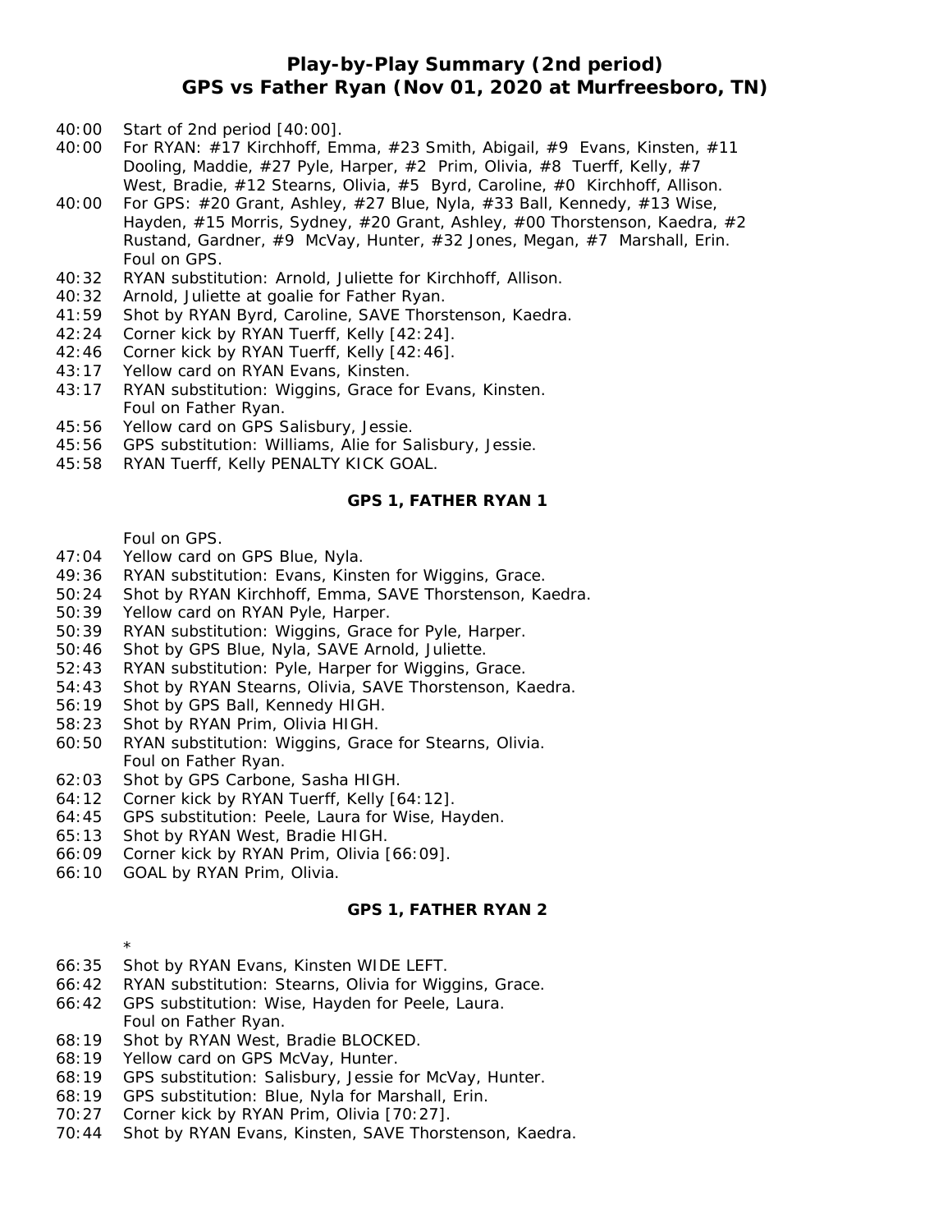# Play-by-Play Summary (2nd period)
## GPS vs Father Ryan (Nov 01, 2020 at Murfreesboro, TN)

40:00 Start of 2nd period [40:00].
40:00 For RYAN: #17 Kirchhoff, Emma, #23 Smith, Abigail, #9 Evans, Kinsten, #11 Dooling, Maddie, #27 Pyle, Harper, #2 Prim, Olivia, #8 Tuerff, Kelly, #7 West, Bradie, #12 Stearns, Olivia, #5 Byrd, Caroline, #0 Kirchhoff, Allison.
40:00 For GPS: #20 Grant, Ashley, #27 Blue, Nyla, #33 Ball, Kennedy, #13 Wise, Hayden, #15 Morris, Sydney, #20 Grant, Ashley, #00 Thorstenson, Kaedra, #2 Rustand, Gardner, #9 McVay, Hunter, #32 Jones, Megan, #7 Marshall, Erin.
Foul on GPS.
40:32 RYAN substitution: Arnold, Juliette for Kirchhoff, Allison.
40:32 Arnold, Juliette at goalie for Father Ryan.
41:59 Shot by RYAN Byrd, Caroline, SAVE Thorstenson, Kaedra.
42:24 Corner kick by RYAN Tuerff, Kelly [42:24].
42:46 Corner kick by RYAN Tuerff, Kelly [42:46].
43:17 Yellow card on RYAN Evans, Kinsten.
43:17 RYAN substitution: Wiggins, Grace for Evans, Kinsten.
Foul on Father Ryan.
45:56 Yellow card on GPS Salisbury, Jessie.
45:56 GPS substitution: Williams, Alie for Salisbury, Jessie.
45:58 RYAN Tuerff, Kelly PENALTY KICK GOAL.

**GPS 1, FATHER RYAN 1**

Foul on GPS.
47:04 Yellow card on GPS Blue, Nyla.
49:36 RYAN substitution: Evans, Kinsten for Wiggins, Grace.
50:24 Shot by RYAN Kirchhoff, Emma, SAVE Thorstenson, Kaedra.
50:39 Yellow card on RYAN Pyle, Harper.
50:39 RYAN substitution: Wiggins, Grace for Pyle, Harper.
50:46 Shot by GPS Blue, Nyla, SAVE Arnold, Juliette.
52:43 RYAN substitution: Pyle, Harper for Wiggins, Grace.
54:43 Shot by RYAN Stearns, Olivia, SAVE Thorstenson, Kaedra.
56:19 Shot by GPS Ball, Kennedy HIGH.
58:23 Shot by RYAN Prim, Olivia HIGH.
60:50 RYAN substitution: Wiggins, Grace for Stearns, Olivia.
Foul on Father Ryan.
62:03 Shot by GPS Carbone, Sasha HIGH.
64:12 Corner kick by RYAN Tuerff, Kelly [64:12].
64:45 GPS substitution: Peele, Laura for Wise, Hayden.
65:13 Shot by RYAN West, Bradie HIGH.
66:09 Corner kick by RYAN Prim, Olivia [66:09].
66:10 GOAL by RYAN Prim, Olivia.

**GPS 1, FATHER RYAN 2**

*
66:35 Shot by RYAN Evans, Kinsten WIDE LEFT.
66:42 RYAN substitution: Stearns, Olivia for Wiggins, Grace.
66:42 GPS substitution: Wise, Hayden for Peele, Laura.
Foul on Father Ryan.
68:19 Shot by RYAN West, Bradie BLOCKED.
68:19 Yellow card on GPS McVay, Hunter.
68:19 GPS substitution: Salisbury, Jessie for McVay, Hunter.
68:19 GPS substitution: Blue, Nyla for Marshall, Erin.
70:27 Corner kick by RYAN Prim, Olivia [70:27].
70:44 Shot by RYAN Evans, Kinsten, SAVE Thorstenson, Kaedra.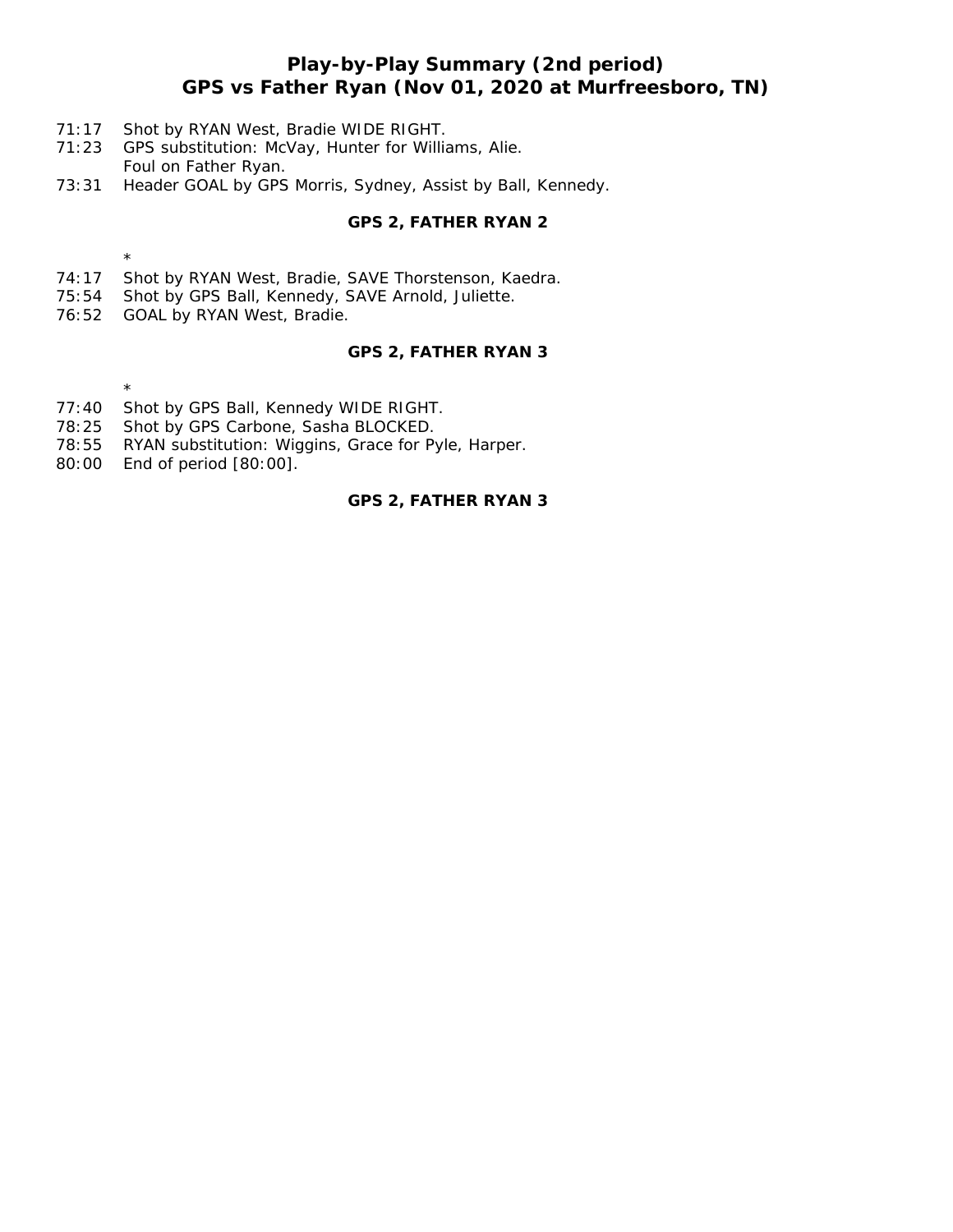# Play-by-Play Summary (2nd period)
## GPS vs Father Ryan (Nov 01, 2020 at Murfreesboro, TN)

71:17 Shot by RYAN West, Bradie WIDE RIGHT.
71:23 GPS substitution: McVay, Hunter for Williams, Alie.
Foul on Father Ryan.
73:31 Header GOAL by GPS Morris, Sydney, Assist by Ball, Kennedy.

**GPS 2, FATHER RYAN 2**

*

74:17 Shot by RYAN West, Bradie, SAVE Thorstenson, Kaedra.
75:54 Shot by GPS Ball, Kennedy, SAVE Arnold, Juliette.
76:52 GOAL by RYAN West, Bradie.

**GPS 2, FATHER RYAN 3**

*

77:40 Shot by GPS Ball, Kennedy WIDE RIGHT.
78:25 Shot by GPS Carbone, Sasha BLOCKED.
78:55 RYAN substitution: Wiggins, Grace for Pyle, Harper.
80:00 End of period [80:00].

**GPS 2, FATHER RYAN 3**